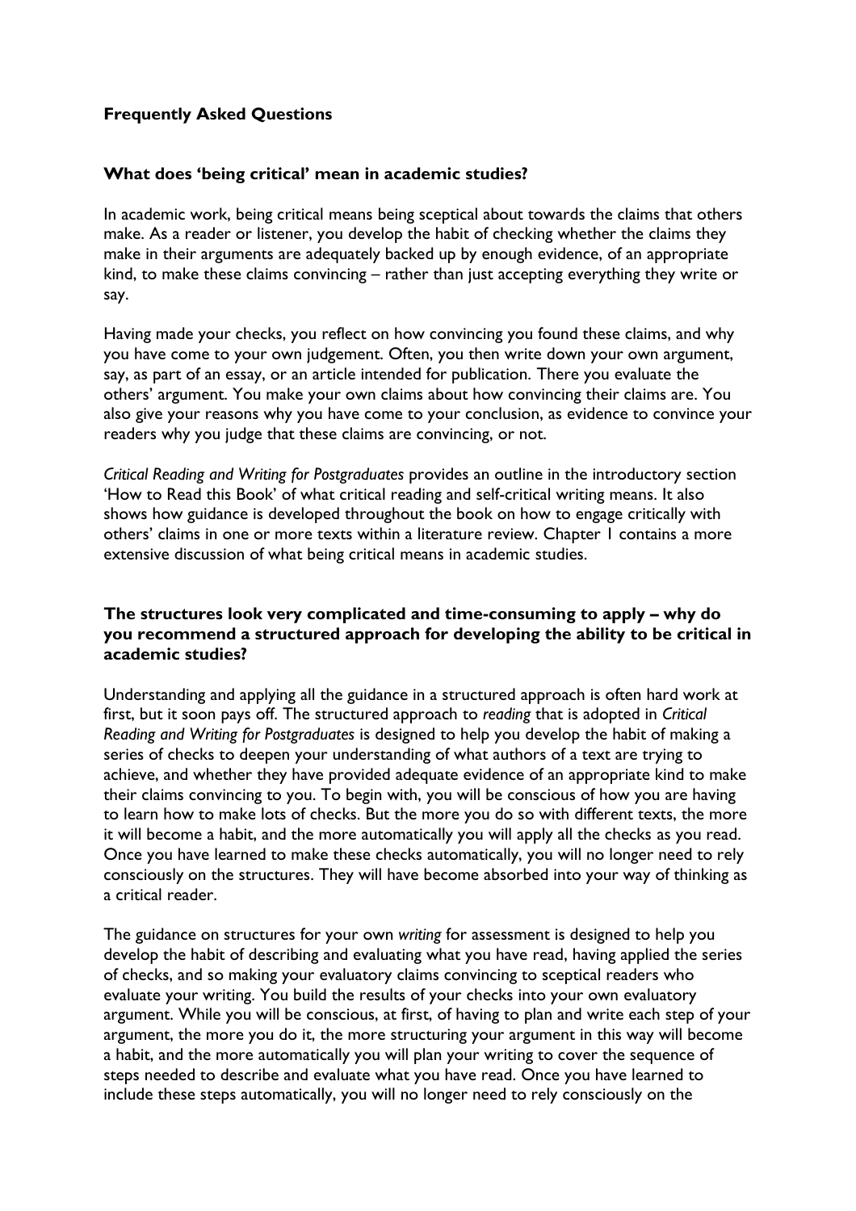# Frequently Asked Questions

## What does 'being critical' mean in academic studies?

In academic work, being critical means being sceptical about towards the claims that others make. As a reader or listener, you develop the habit of checking whether the claims they make in their arguments are adequately backed up by enough evidence, of an appropriate kind, to make these claims convincing – rather than just accepting everything they write or say.

Having made your checks, you reflect on how convincing you found these claims, and why you have come to your own judgement. Often, you then write down your own argument, say, as part of an essay, or an article intended for publication. There you evaluate the others' argument. You make your own claims about how convincing their claims are. You also give your reasons why you have come to your conclusion, as evidence to convince your readers why you judge that these claims are convincing, or not.

*Critical Reading and Writing for Postgraduates* provides an outline in the introductory section 'How to Read this Book' of what critical reading and self-critical writing means. It also shows how guidance is developed throughout the book on how to engage critically with others' claims in one or more texts within a literature review. Chapter 1 contains a more extensive discussion of what being critical means in academic studies.

## The structures look very complicated and time-consuming to apply – why do you recommend a structured approach for developing the ability to be critical in academic studies?

Understanding and applying all the guidance in a structured approach is often hard work at first, but it soon pays off. The structured approach to *reading* that is adopted in *Critical Reading and Writing for Postgraduates* is designed to help you develop the habit of making a series of checks to deepen your understanding of what authors of a text are trying to achieve, and whether they have provided adequate evidence of an appropriate kind to make their claims convincing to you. To begin with, you will be conscious of how you are having to learn how to make lots of checks. But the more you do so with different texts, the more it will become a habit, and the more automatically you will apply all the checks as you read. Once you have learned to make these checks automatically, you will no longer need to rely consciously on the structures. They will have become absorbed into your way of thinking as a critical reader.

The guidance on structures for your own *writing* for assessment is designed to help you develop the habit of describing and evaluating what you have read, having applied the series of checks, and so making your evaluatory claims convincing to sceptical readers who evaluate your writing. You build the results of your checks into your own evaluatory argument. While you will be conscious, at first, of having to plan and write each step of your argument, the more you do it, the more structuring your argument in this way will become a habit, and the more automatically you will plan your writing to cover the sequence of steps needed to describe and evaluate what you have read. Once you have learned to include these steps automatically, you will no longer need to rely consciously on the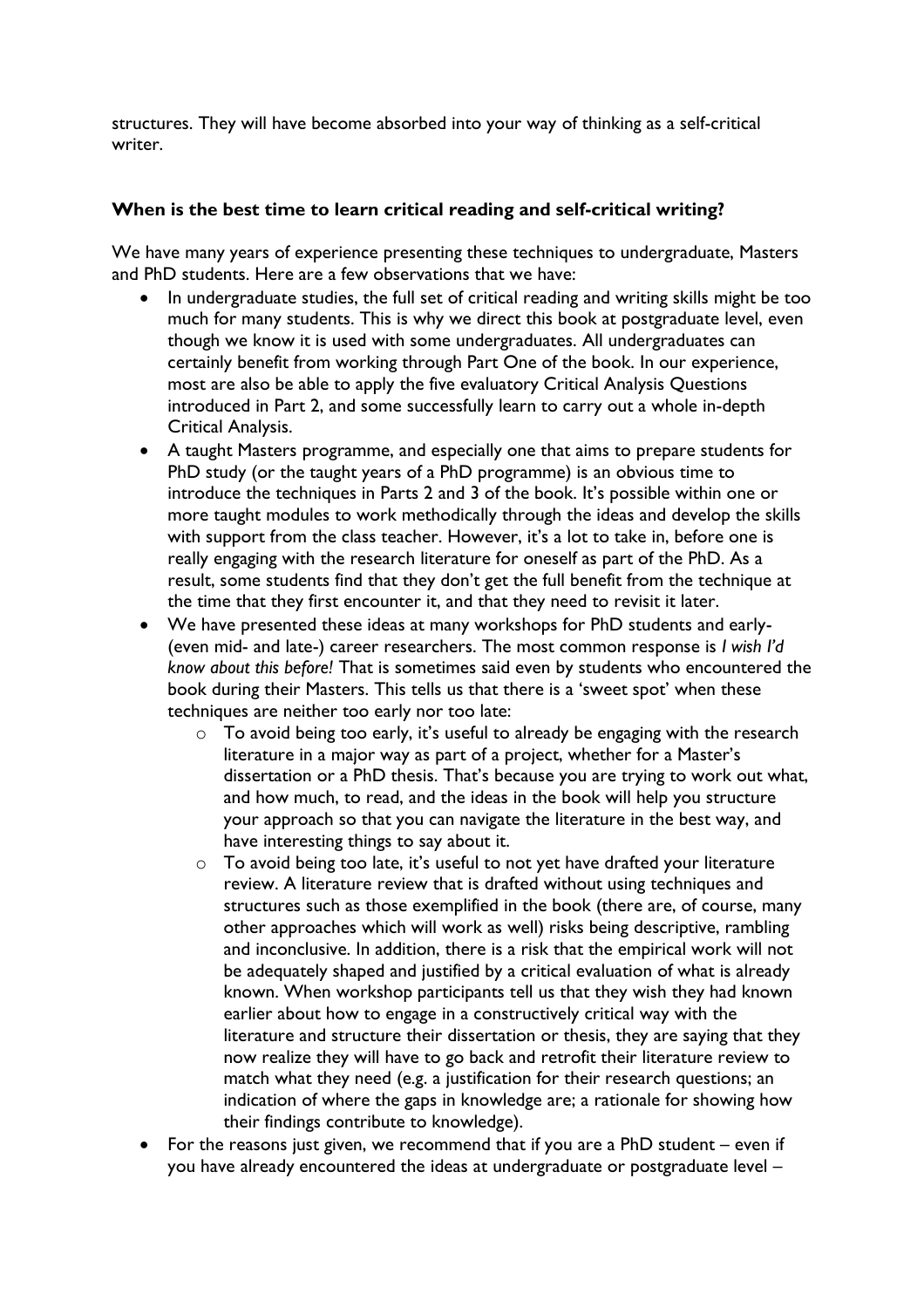structures. They will have become absorbed into your way of thinking as a self-critical writer.

### When is the best time to learn critical reading and self-critical writing?

We have many years of experience presenting these techniques to undergraduate, Masters and PhD students. Here are a few observations that we have:

- In undergraduate studies, the full set of critical reading and writing skills might be too much for many students. This is why we direct this book at postgraduate level, even though we know it is used with some undergraduates. All undergraduates can certainly benefit from working through Part One of the book. In our experience, most are also be able to apply the five evaluatory Critical Analysis Questions introduced in Part 2, and some successfully learn to carry out a whole in-depth Critical Analysis.
- A taught Masters programme, and especially one that aims to prepare students for PhD study (or the taught years of a PhD programme) is an obvious time to introduce the techniques in Parts 2 and 3 of the book. It's possible within one or more taught modules to work methodically through the ideas and develop the skills with support from the class teacher. However, it's a lot to take in, before one is really engaging with the research literature for oneself as part of the PhD. As a result, some students find that they don't get the full benefit from the technique at the time that they first encounter it, and that they need to revisit it later.
- We have presented these ideas at many workshops for PhD students and early- (even mid- and late-) career researchers. The most common response is *I wish I'd know about this before!* That is sometimes said even by students who encountered the book during their Masters. This tells us that there is a 'sweet spot' when these techniques are neither too early nor too late:
  - To avoid being too early, it's useful to already be engaging with the research literature in a major way as part of a project, whether for a Master's dissertation or a PhD thesis. That's because you are trying to work out what, and how much, to read, and the ideas in the book will help you structure your approach so that you can navigate the literature in the best way, and have interesting things to say about it.
  - To avoid being too late, it's useful to not yet have drafted your literature review. A literature review that is drafted without using techniques and structures such as those exemplified in the book (there are, of course, many other approaches which will work as well) risks being descriptive, rambling and inconclusive. In addition, there is a risk that the empirical work will not be adequately shaped and justified by a critical evaluation of what is already known. When workshop participants tell us that they wish they had known earlier about how to engage in a constructively critical way with the literature and structure their dissertation or thesis, they are saying that they now realize they will have to go back and retrofit their literature review to match what they need (e.g. a justification for their research questions; an indication of where the gaps in knowledge are; a rationale for showing how their findings contribute to knowledge).
- For the reasons just given, we recommend that if you are a PhD student – even if you have already encountered the ideas at undergraduate or postgraduate level –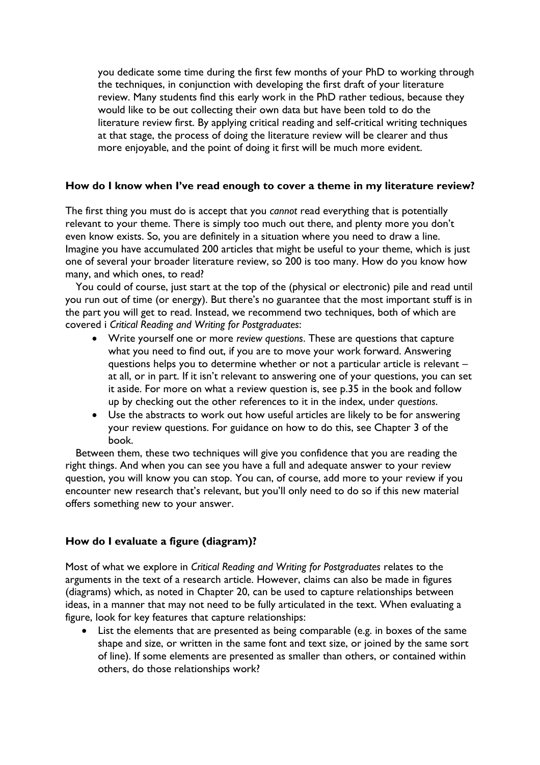you dedicate some time during the first few months of your PhD to working through the techniques, in conjunction with developing the first draft of your literature review. Many students find this early work in the PhD rather tedious, because they would like to be out collecting their own data but have been told to do the literature review first. By applying critical reading and self-critical writing techniques at that stage, the process of doing the literature review will be clearer and thus more enjoyable, and the point of doing it first will be much more evident.

**How do I know when I've read enough to cover a theme in my literature review?**

The first thing you must do is accept that you *cannot* read everything that is potentially relevant to your theme. There is simply too much out there, and plenty more you don't even know exists. So, you are definitely in a situation where you need to draw a line. Imagine you have accumulated 200 articles that might be useful to your theme, which is just one of several your broader literature review, so 200 is too many. How do you know how many, and which ones, to read?

You could of course, just start at the top of the (physical or electronic) pile and read until you run out of time (or energy). But there's no guarantee that the most important stuff is in the part you will get to read. Instead, we recommend two techniques, both of which are covered i *Critical Reading and Writing for Postgraduates*:

- Write yourself one or more *review questions*. These are questions that capture what you need to find out, if you are to move your work forward. Answering questions helps you to determine whether or not a particular article is relevant – at all, or in part. If it isn't relevant to answering one of your questions, you can set it aside. For more on what a review question is, see p.35 in the book and follow up by checking out the other references to it in the index, under *questions*.
- Use the abstracts to work out how useful articles are likely to be for answering your review questions. For guidance on how to do this, see Chapter 3 of the book.

Between them, these two techniques will give you confidence that you are reading the right things. And when you can see you have a full and adequate answer to your review question, you will know you can stop. You can, of course, add more to your review if you encounter new research that's relevant, but you'll only need to do so if this new material offers something new to your answer.

**How do I evaluate a figure (diagram)?**

Most of what we explore in *Critical Reading and Writing for Postgraduates* relates to the arguments in the text of a research article. However, claims can also be made in figures (diagrams) which, as noted in Chapter 20, can be used to capture relationships between ideas, in a manner that may not need to be fully articulated in the text. When evaluating a figure, look for key features that capture relationships:

- List the elements that are presented as being comparable (e.g. in boxes of the same shape and size, or written in the same font and text size, or joined by the same sort of line). If some elements are presented as smaller than others, or contained within others, do those relationships work?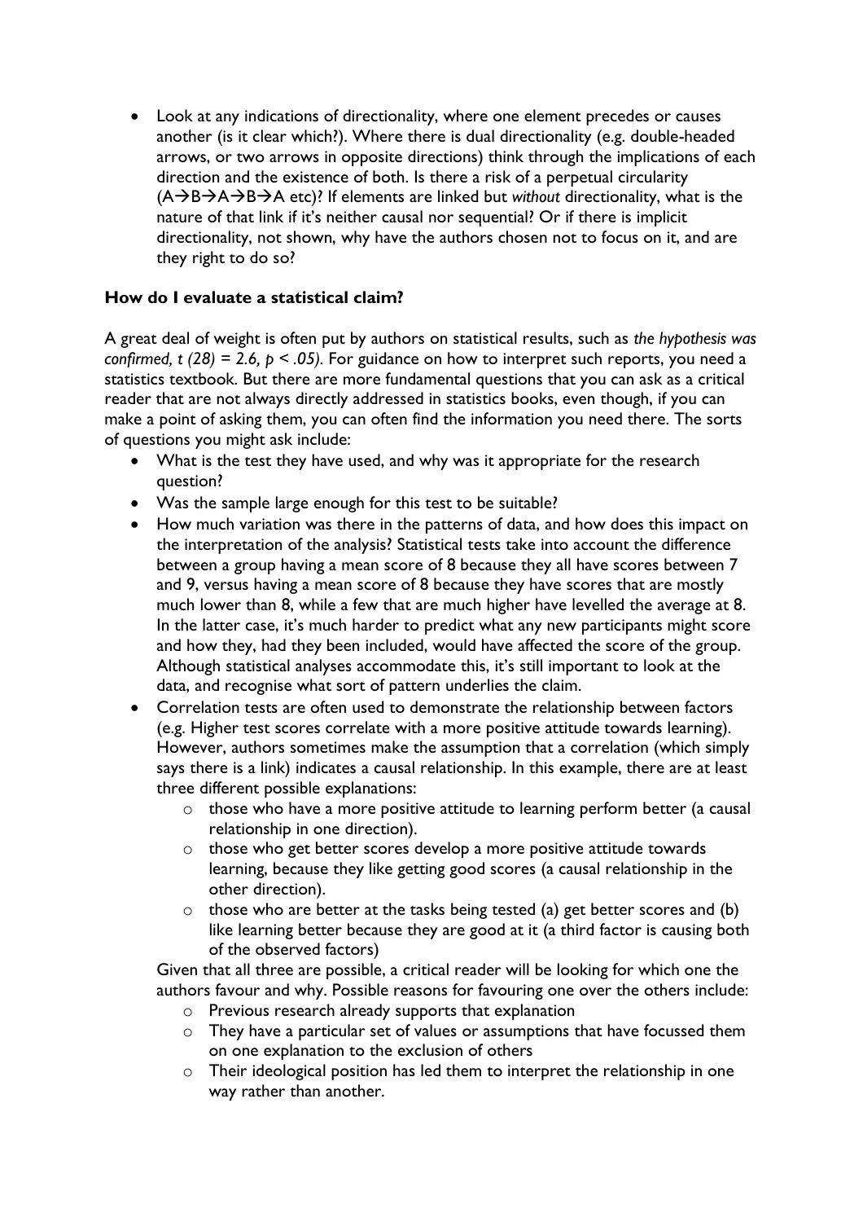- Look at any indications of directionality, where one element precedes or causes another (is it clear which?). Where there is dual directionality (e.g. double-headed arrows, or two arrows in opposite directions) think through the implications of each direction and the existence of both. Is there a risk of a perpetual circularity (A→B→A→B→A etc)? If elements are linked but *without* directionality, what is the nature of that link if it's neither causal nor sequential? Or if there is implicit directionality, not shown, why have the authors chosen not to focus on it, and are they right to do so?

### How do I evaluate a statistical claim?

A great deal of weight is often put by authors on statistical results, such as *the hypothesis was confirmed, $t\ (28) = 2.6,\ p < .05$).* For guidance on how to interpret such reports, you need a statistics textbook. But there are more fundamental questions that you can ask as a critical reader that are not always directly addressed in statistics books, even though, if you can make a point of asking them, you can often find the information you need there. The sorts of questions you might ask include:

- What is the test they have used, and why was it appropriate for the research question?
- Was the sample large enough for this test to be suitable?
- How much variation was there in the patterns of data, and how does this impact on the interpretation of the analysis? Statistical tests take into account the difference between a group having a mean score of 8 because they all have scores between 7 and 9, versus having a mean score of 8 because they have scores that are mostly much lower than 8, while a few that are much higher have levelled the average at 8. In the latter case, it's much harder to predict what any new participants might score and how they, had they been included, would have affected the score of the group. Although statistical analyses accommodate this, it's still important to look at the data, and recognise what sort of pattern underlies the claim.
- Correlation tests are often used to demonstrate the relationship between factors (e.g. Higher test scores correlate with a more positive attitude towards learning). However, authors sometimes make the assumption that a correlation (which simply says there is a link) indicates a causal relationship. In this example, there are at least three different possible explanations:
    - those who have a more positive attitude to learning perform better (a causal relationship in one direction).
    - those who get better scores develop a more positive attitude towards learning, because they like getting good scores (a causal relationship in the other direction).
    - those who are better at the tasks being tested (a) get better scores and (b) like learning better because they are good at it (a third factor is causing both of the observed factors)

  Given that all three are possible, a critical reader will be looking for which one the authors favour and why. Possible reasons for favouring one over the others include:
    - Previous research already supports that explanation
    - They have a particular set of values or assumptions that have focussed them on one explanation to the exclusion of others
    - Their ideological position has led them to interpret the relationship in one way rather than another.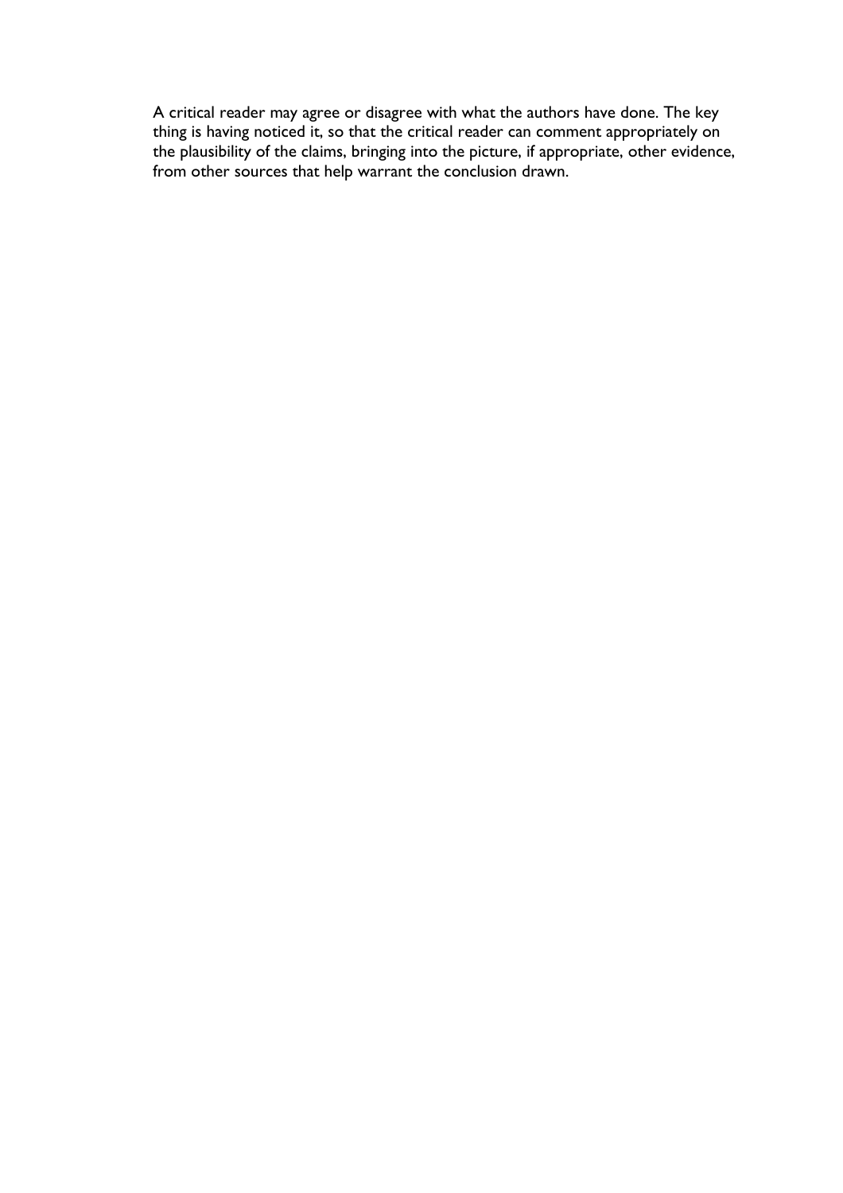A critical reader may agree or disagree with what the authors have done. The key thing is having noticed it, so that the critical reader can comment appropriately on the plausibility of the claims, bringing into the picture, if appropriate, other evidence, from other sources that help warrant the conclusion drawn.